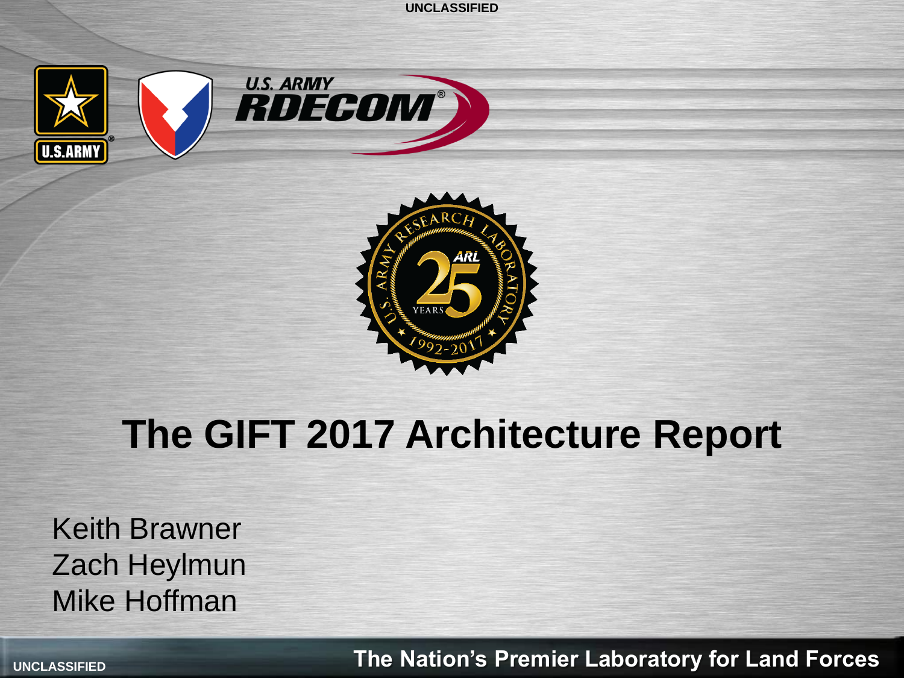UNCLASSIFIED

# The GIFT 2017 Architecture Report

Keith Brawner
Zach Heylmun
Mike Hoffman

UNCLASSIFIED

The Nation's Premier Laboratory for Land Forces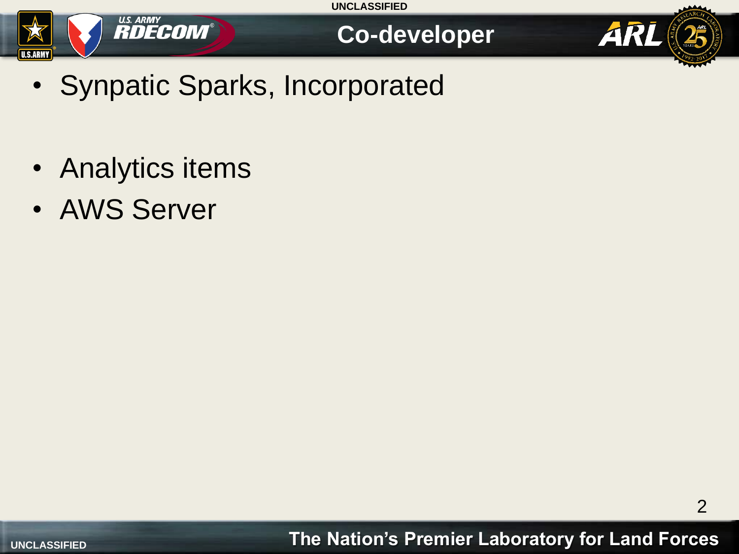# Co-developer

- Synpatic Sparks, Incorporated

- Analytics items
- AWS Server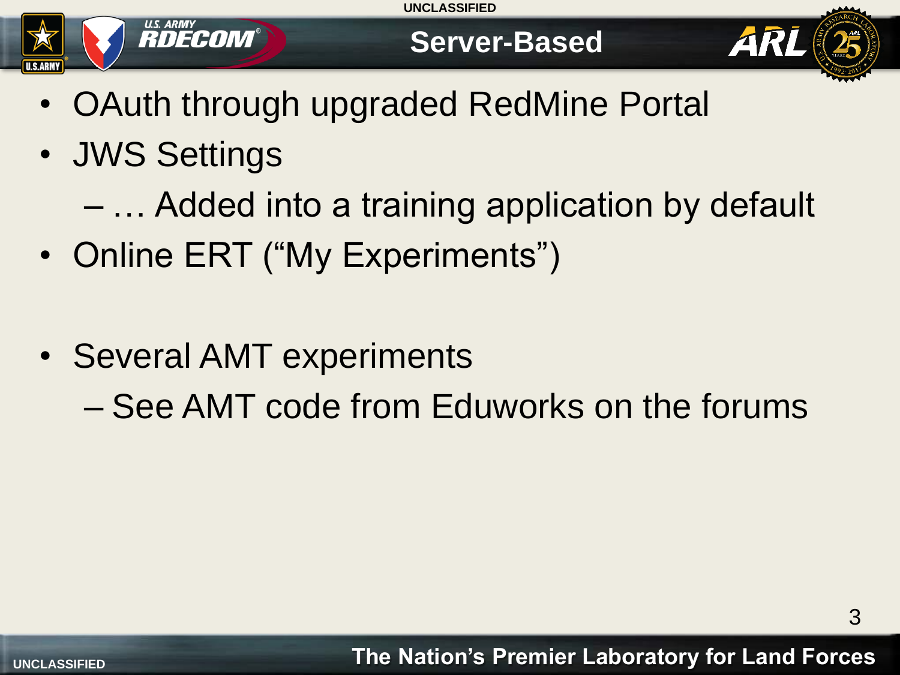# Server-Based

- OAuth through upgraded RedMine Portal
- JWS Settings
  - … Added into a training application by default
- Online ERT (“My Experiments”)

- Several AMT experiments
  - See AMT code from Eduworks on the forums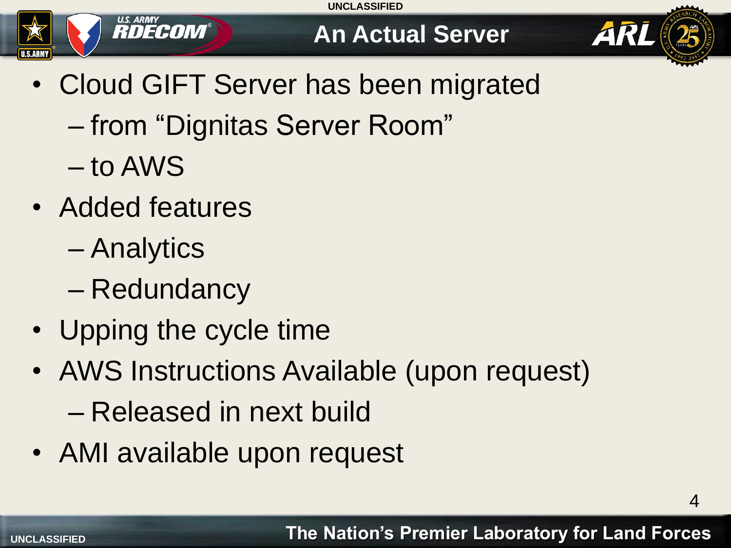# An Actual Server

- Cloud GIFT Server has been migrated
  - from “Dignitas Server Room”
  - to AWS
- Added features
  - Analytics
  - Redundancy
- Upping the cycle time
- AWS Instructions Available (upon request)
  - Released in next build
- AMI available upon request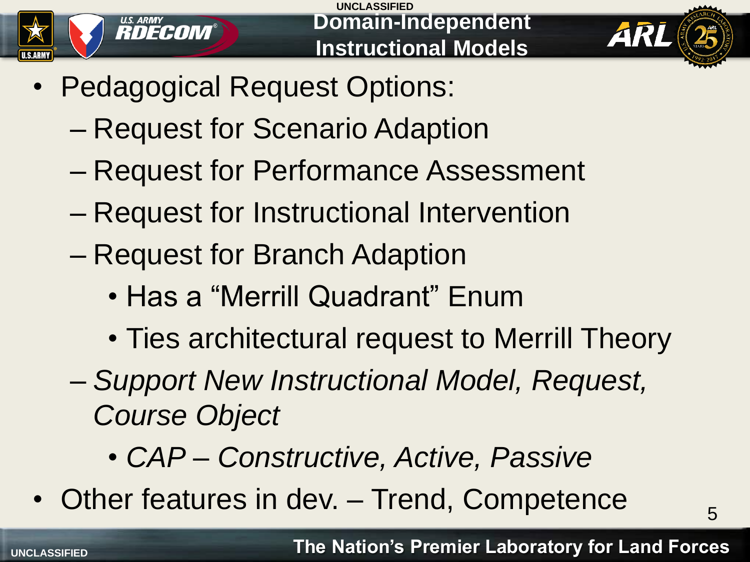# Domain-Independent Instructional Models

- Pedagogical Request Options:
  - Request for Scenario Adaption
  - Request for Performance Assessment
  - Request for Instructional Intervention
  - Request for Branch Adaption
    - Has a "Merrill Quadrant" Enum
    - Ties architectural request to Merrill Theory
  - *Support New Instructional Model, Request, Course Object*
    - *CAP – Constructive, Active, Passive*
- Other features in dev. – Trend, Competence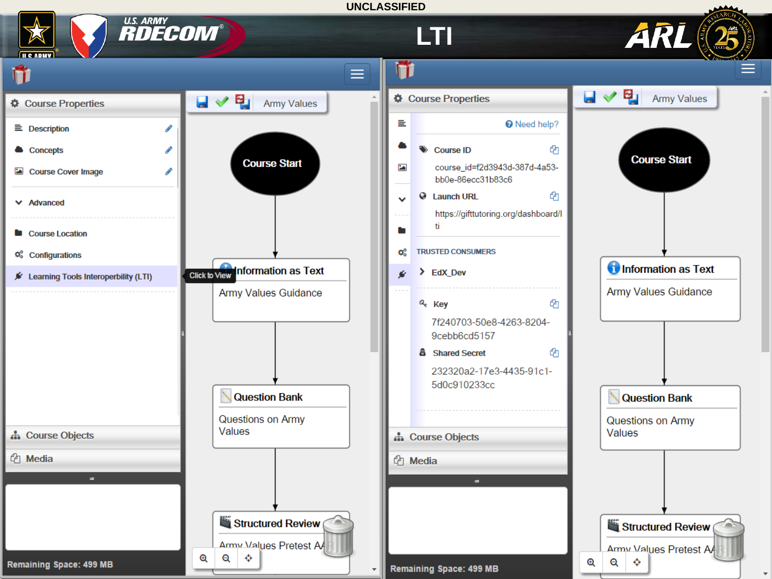UNCLASSIFIED

# LTI

Course Properties

- Description
- Concepts
- Course Cover Image
- Advanced
- Course Location
- Configurations
- Learning Tools Interoperbility (LTI)

Click to View

Course Objects

Media

Remaining Space: 499 MB

Army Values

Course Start

Information as Text
Army Values Guidance

Question Bank
Questions on Army Values

Structured Review
Army Values Pretest A

Course Properties

Need help?

Course ID
course_id=f2d3943d-387d-4a53-bb0e-86ecc31b83c6

Launch URL
https://gifttutoring.org/dashboard/lti

TRUSTED CONSUMERS

EdX_Dev

Key
7f240703-50e8-4263-8204-9cebb6cd5157

Shared Secret
232320a2-17e3-4435-91c1-5d0c910233cc

Course Objects

Media

Remaining Space: 499 MB

Army Values

Course Start

Information as Text
Army Values Guidance

Question Bank
Questions on Army Values

Structured Review
Army Values Pretest A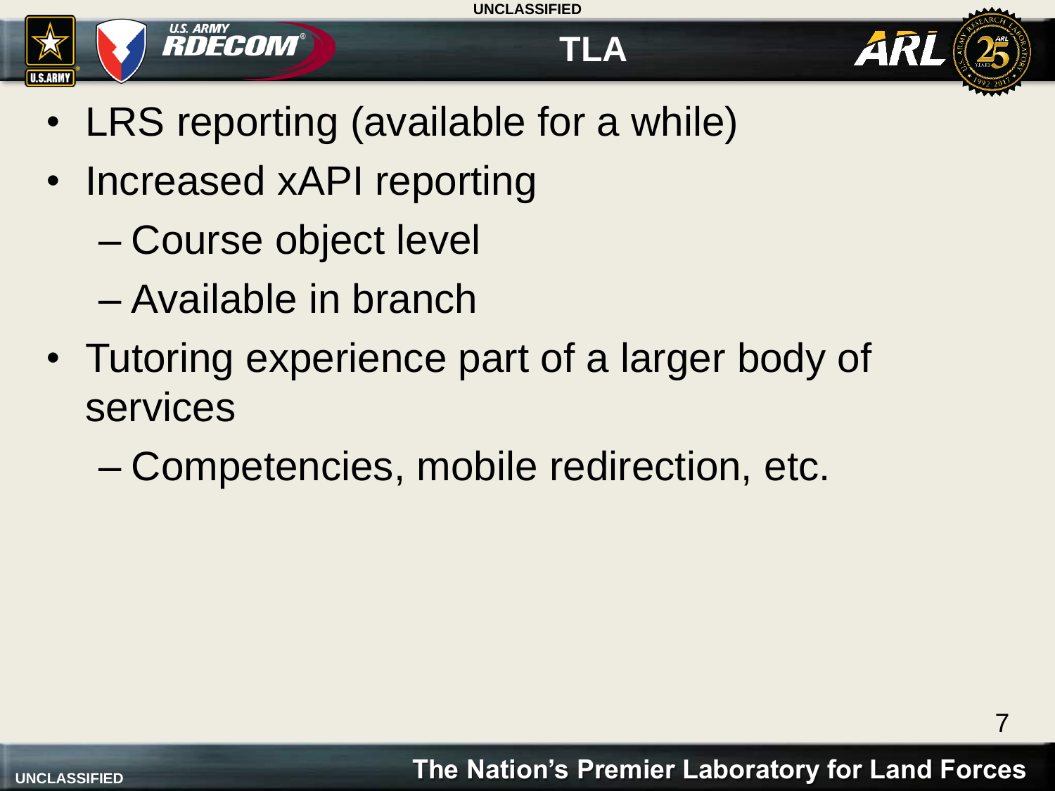# TLA

- LRS reporting (available for a while)
- Increased xAPI reporting
  - Course object level
  - Available in branch
- Tutoring experience part of a larger body of services
  - Competencies, mobile redirection, etc.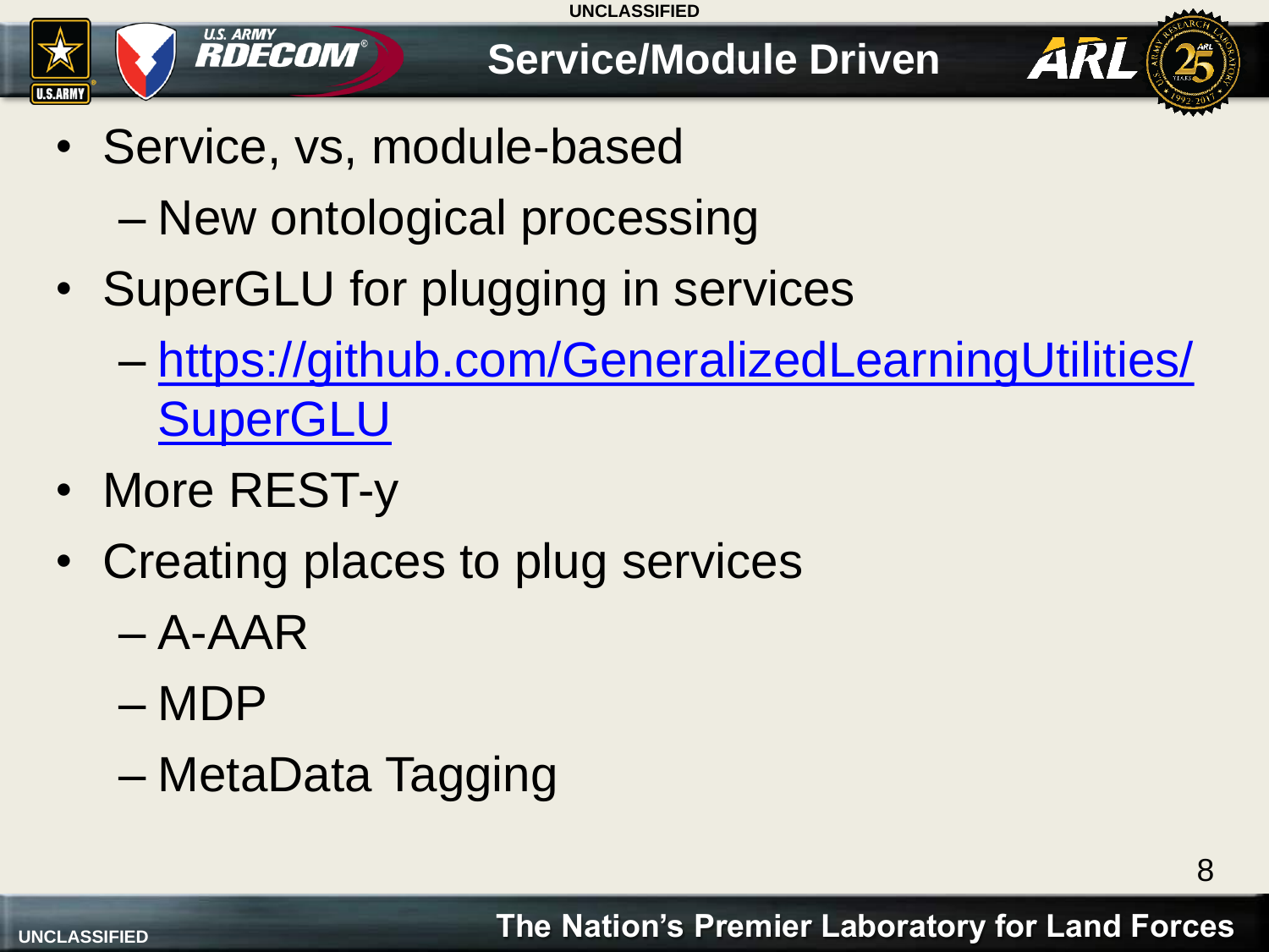# Service/Module Driven

- Service, vs, module-based
  - New ontological processing
- SuperGLU for plugging in services
  - https://github.com/GeneralizedLearningUtilities/SuperGLU
- More REST-y
- Creating places to plug services
  - A-AAR
  - MDP
  - MetaData Tagging